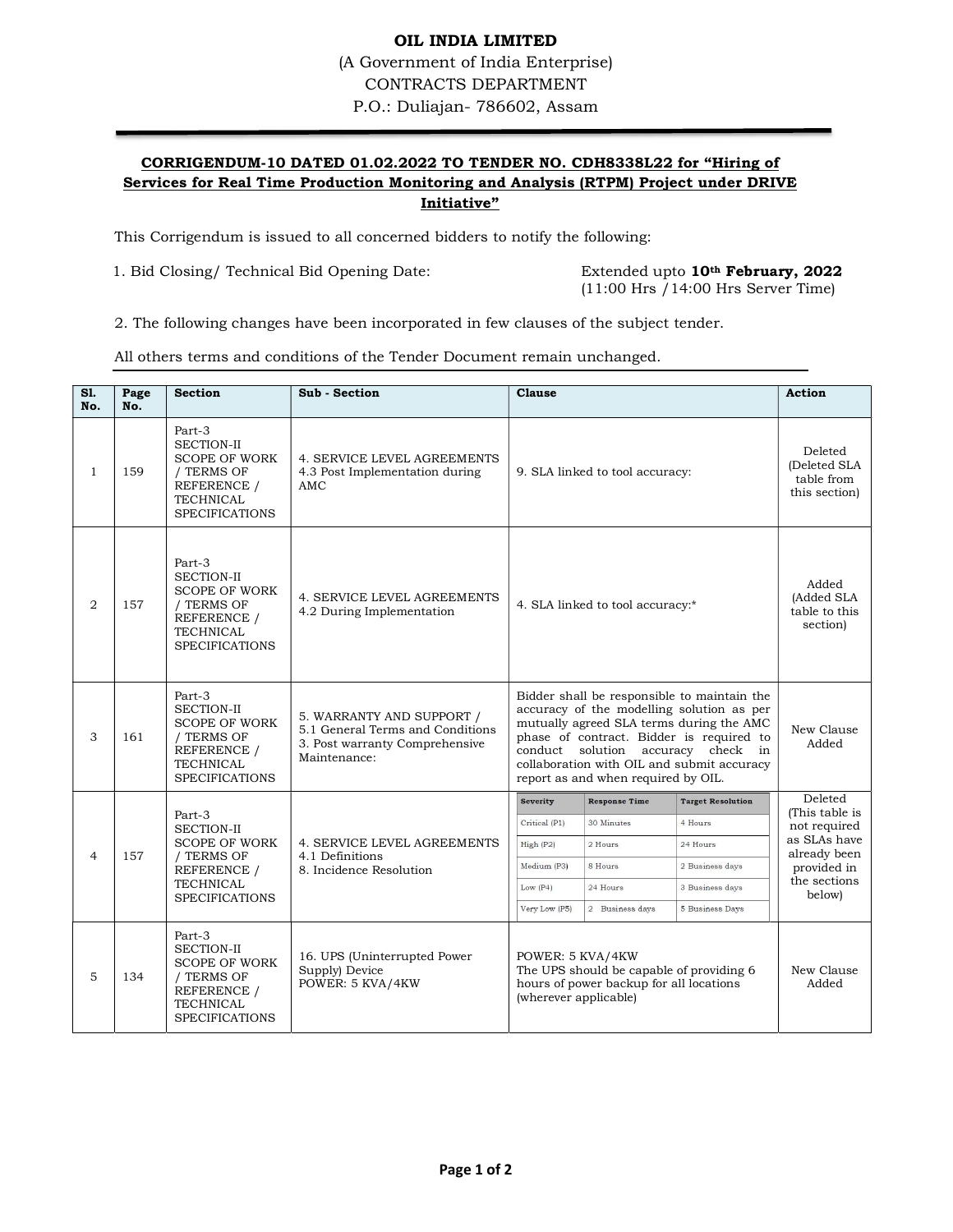**OIL INDIA LIMITED**
(A Government of India Enterprise)
CONTRACTS DEPARTMENT
P.O.: Duliajan- 786602, Assam

**CORRIGENDUM-10 DATED 01.02.2022 TO TENDER NO. CDH8338L22 for "Hiring of Services for Real Time Production Monitoring and Analysis (RTPM) Project under DRIVE Initiative"**

This Corrigendum is issued to all concerned bidders to notify the following:

1. Bid Closing/ Technical Bid Opening Date: Extended upto **10th February, 2022** (11:00 Hrs /14:00 Hrs Server Time)

2. The following changes have been incorporated in few clauses of the subject tender.

All others terms and conditions of the Tender Document remain unchanged.

| Sl. No. | Page No. | Section | Sub - Section | Clause | Action |
|---|---|---|---|---|---|
| 1 | 159 | Part-3 SECTION-II SCOPE OF WORK / TERMS OF REFERENCE / TECHNICAL SPECIFICATIONS | 4. SERVICE LEVEL AGREEMENTS 4.3 Post Implementation during AMC | 9. SLA linked to tool accuracy: | Deleted (Deleted SLA table from this section) |
| 2 | 157 | Part-3 SECTION-II SCOPE OF WORK / TERMS OF REFERENCE / TECHNICAL SPECIFICATIONS | 4. SERVICE LEVEL AGREEMENTS 4.2 During Implementation | 4. SLA linked to tool accuracy:* | Added (Added SLA table to this section) |
| 3 | 161 | Part-3 SECTION-II SCOPE OF WORK / TERMS OF REFERENCE / TECHNICAL SPECIFICATIONS | 5. WARRANTY AND SUPPORT / 5.1 General Terms and Conditions 3. Post warranty Comprehensive Maintenance: | Bidder shall be responsible to maintain the accuracy of the modelling solution as per mutually agreed SLA terms during the AMC phase of contract. Bidder is required to conduct solution accuracy check in collaboration with OIL and submit accuracy report as and when required by OIL. | New Clause Added |
| 4 | 157 | Part-3 SECTION-II SCOPE OF WORK / TERMS OF REFERENCE / TECHNICAL SPECIFICATIONS | 4. SERVICE LEVEL AGREEMENTS 4.1 Definitions 8. Incidence Resolution | Severity / Response Time / Target Resolution: Critical (P1) – 30 Minutes – 4 Hours; High (P2) – 2 Hours – 24 Hours; Medium (P3) – 8 Hours – 2 Business days; Low (P4) – 24 Hours – 3 Business days; Very Low (P5) – 2 Business days – 5 Business Days | Deleted (This table is not required as SLAs have already been provided in the sections below) |
| 5 | 134 | Part-3 SECTION-II SCOPE OF WORK / TERMS OF REFERENCE / TECHNICAL SPECIFICATIONS | 16. UPS (Uninterrupted Power Supply) Device POWER: 5 KVA/4KW | POWER: 5 KVA/4KW The UPS should be capable of providing 6 hours of power backup for all locations (wherever applicable) | New Clause Added |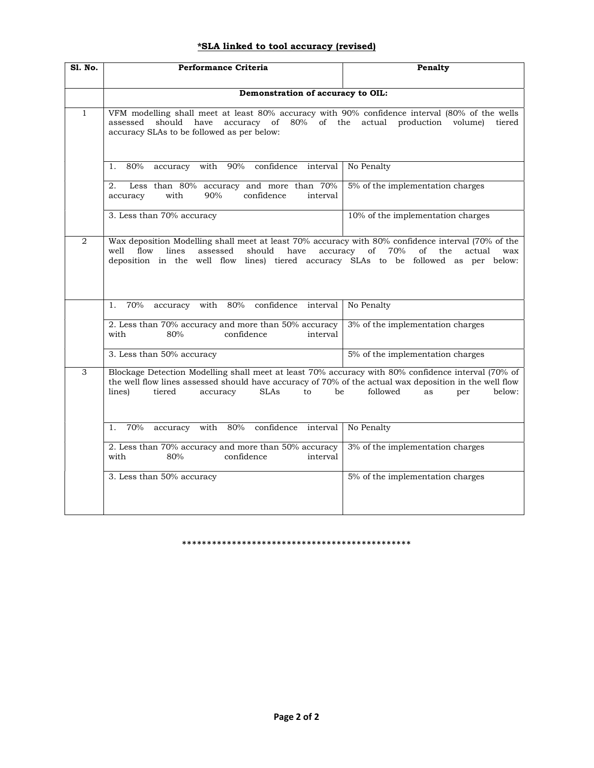***SLA linked to tool accuracy (revised)**

| Sl. No. | Performance Criteria | Penalty |
|---|---|---|
| | **Demonstration of accuracy to OIL:** | |
| 1 | VFM modelling shall meet at least 80% accuracy with 90% confidence interval (80% of the wells assessed should have accuracy of 80% of the actual production volume) tiered accuracy SLAs to be followed as per below: | |
| | 1. 80% accuracy with 90% confidence interval | No Penalty |
| | 2. Less than 80% accuracy and more than 70% accuracy with 90% confidence interval | 5% of the implementation charges |
| | 3. Less than 70% accuracy | 10% of the implementation charges |
| 2 | Wax deposition Modelling shall meet at least 70% accuracy with 80% confidence interval (70% of the well flow lines assessed should have accuracy of 70% of the actual wax deposition in the well flow lines) tiered accuracy SLAs to be followed as per below: | |
| | 1. 70% accuracy with 80% confidence interval | No Penalty |
| | 2. Less than 70% accuracy and more than 50% accuracy with 80% confidence interval | 3% of the implementation charges |
| | 3. Less than 50% accuracy | 5% of the implementation charges |
| 3 | Blockage Detection Modelling shall meet at least 70% accuracy with 80% confidence interval (70% of the well flow lines assessed should have accuracy of 70% of the actual wax deposition in the well flow lines) tiered accuracy SLAs to be followed as per below: | |
| | 1. 70% accuracy with 80% confidence interval | No Penalty |
| | 2. Less than 70% accuracy and more than 50% accuracy with 80% confidence interval | 3% of the implementation charges |
| | 3. Less than 50% accuracy | 5% of the implementation charges |

**********************************************